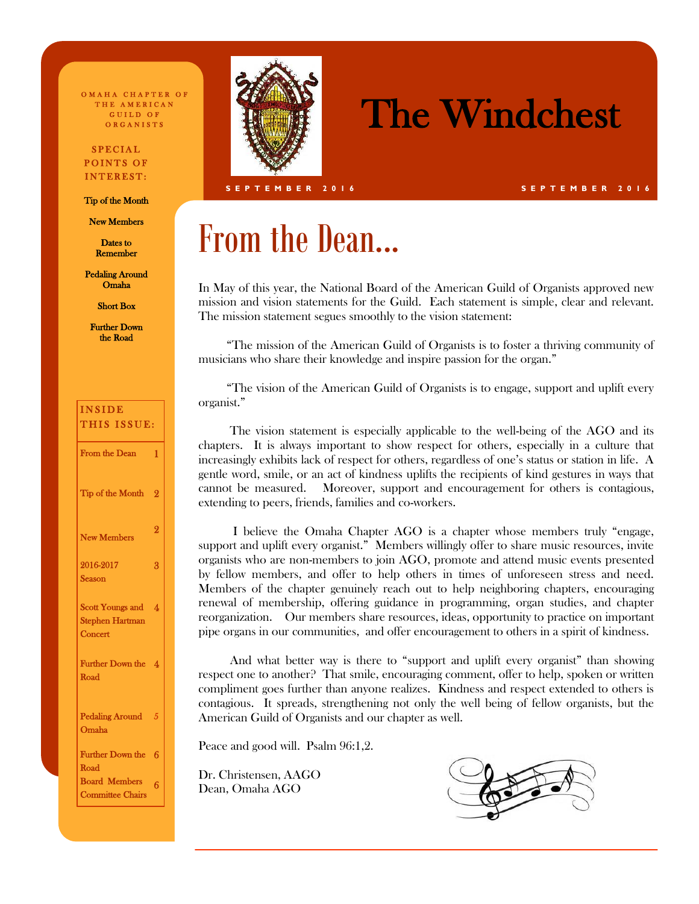# The Windchest

OMAHA CHAPTER OF THE AMERICAN GUILD OF ORGANISTS

SEPTEMBER 2016

**SPECIAL POINTS OF INTEREST:**

- Tip of the Month
- New Members
- Dates to Remember
- Pedaling Around Omaha
- Short Box
- Further Down the Road

**INSIDE THIS ISSUE:**

| | |
|---|---|
| From the Dean | 1 |
| Tip of the Month | 2 |
| New Members | 2 |
| 2016-2017 Season | 3 |
| Scott Youngs and Stephen Hartman Concert | 4 |
| Further Down the Road | 4 |
| Pedaling Around Omaha | 5 |
| Further Down the Road | 6 |
| Board Members Committee Chairs | 6 |

## From the Dean...

In May of this year, the National Board of the American Guild of Organists approved new mission and vision statements for the Guild. Each statement is simple, clear and relevant. The mission statement segues smoothly to the vision statement:

"The mission of the American Guild of Organists is to foster a thriving community of musicians who share their knowledge and inspire passion for the organ."

"The vision of the American Guild of Organists is to engage, support and uplift every organist."

The vision statement is especially applicable to the well-being of the AGO and its chapters. It is always important to show respect for others, especially in a culture that increasingly exhibits lack of respect for others, regardless of one's status or station in life. A gentle word, smile, or an act of kindness uplifts the recipients of kind gestures in ways that cannot be measured. Moreover, support and encouragement for others is contagious, extending to peers, friends, families and co-workers.

I believe the Omaha Chapter AGO is a chapter whose members truly "engage, support and uplift every organist." Members willingly offer to share music resources, invite organists who are non-members to join AGO, promote and attend music events presented by fellow members, and offer to help others in times of unforeseen stress and need. Members of the chapter genuinely reach out to help neighboring chapters, encouraging renewal of membership, offering guidance in programming, organ studies, and chapter reorganization. Our members share resources, ideas, opportunity to practice on important pipe organs in our communities, and offer encouragement to others in a spirit of kindness.

And what better way is there to "support and uplift every organist" than showing respect one to another? That smile, encouraging comment, offer to help, spoken or written compliment goes further than anyone realizes. Kindness and respect extended to others is contagious. It spreads, strengthening not only the well being of fellow organists, but the American Guild of Organists and our chapter as well.

Peace and good will. Psalm 96:1,2.

Dr. Christensen, AAGO
Dean, Omaha AGO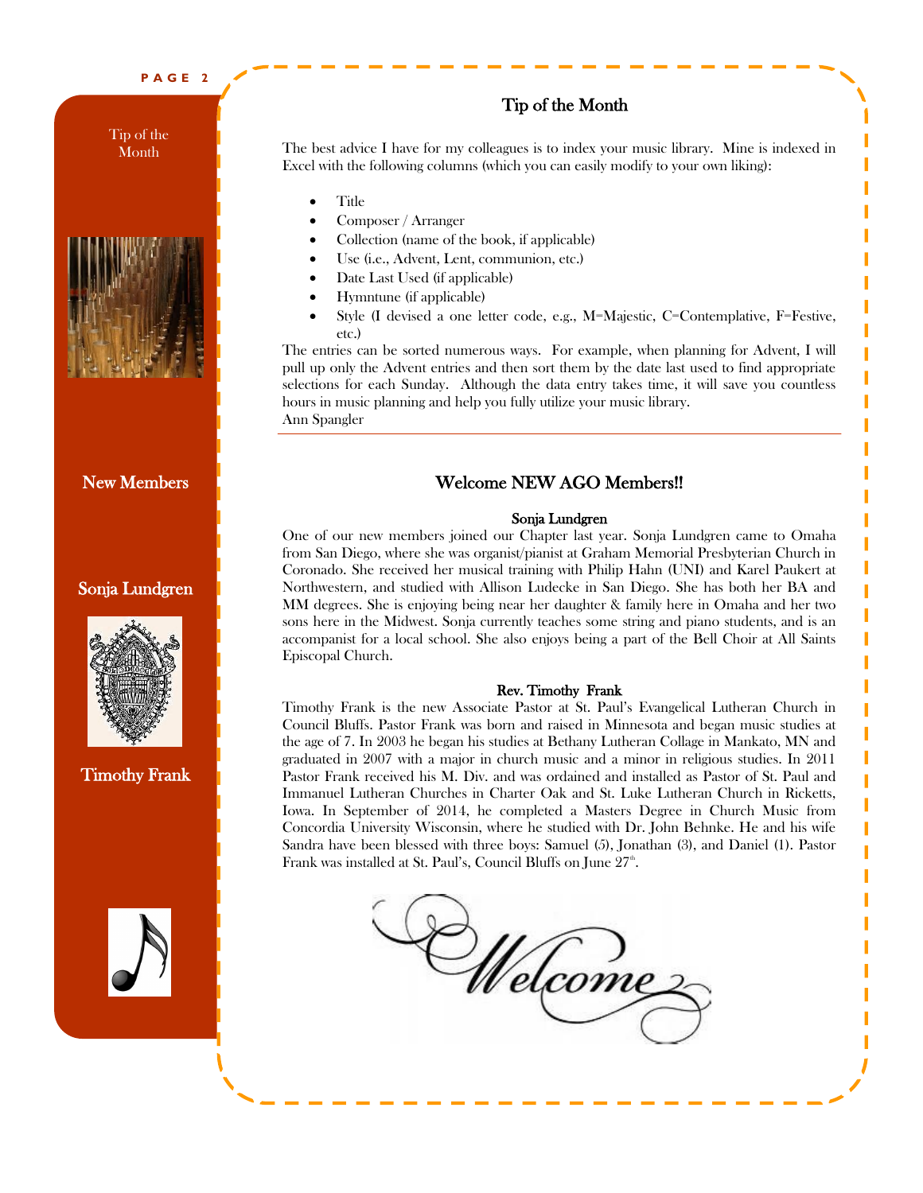## Tip of the Month

The best advice I have for my colleagues is to index your music library. Mine is indexed in Excel with the following columns (which you can easily modify to your own liking):

- Title
- Composer / Arranger
- Collection (name of the book, if applicable)
- Use (i.e., Advent, Lent, communion, etc.)
- Date Last Used (if applicable)
- Hymntune (if applicable)
- Style (I devised a one letter code, e.g., M=Majestic, C=Contemplative, F=Festive, etc.)

The entries can be sorted numerous ways. For example, when planning for Advent, I will pull up only the Advent entries and then sort them by the date last used to find appropriate selections for each Sunday. Although the data entry takes time, it will save you countless hours in music planning and help you fully utilize your music library.
Ann Spangler

---

## Welcome NEW AGO Members!!

**Sonja Lundgren**

One of our new members joined our Chapter last year. Sonja Lundgren came to Omaha from San Diego, where she was organist/pianist at Graham Memorial Presbyterian Church in Coronado. She received her musical training with Philip Hahn (UNI) and Karel Paukert at Northwestern, and studied with Allison Ludecke in San Diego. She has both her BA and MM degrees. She is enjoying being near her daughter & family here in Omaha and her two sons here in the Midwest. Sonja currently teaches some string and piano students, and is an accompanist for a local school. She also enjoys being a part of the Bell Choir at All Saints Episcopal Church.

**Rev. Timothy Frank**

Timothy Frank is the new Associate Pastor at St. Paul's Evangelical Lutheran Church in Council Bluffs. Pastor Frank was born and raised in Minnesota and began music studies at the age of 7. In 2003 he began his studies at Bethany Lutheran Collage in Mankato, MN and graduated in 2007 with a major in church music and a minor in religious studies. In 2011 Pastor Frank received his M. Div. and was ordained and installed as Pastor of St. Paul and Immanuel Lutheran Churches in Charter Oak and St. Luke Lutheran Church in Ricketts, Iowa. In September of 2014, he completed a Masters Degree in Church Music from Concordia University Wisconsin, where he studied with Dr. John Behnke. He and his wife Sandra have been blessed with three boys: Samuel (5), Jonathan (3), and Daniel (1). Pastor Frank was installed at St. Paul's, Council Bluffs on June 27th.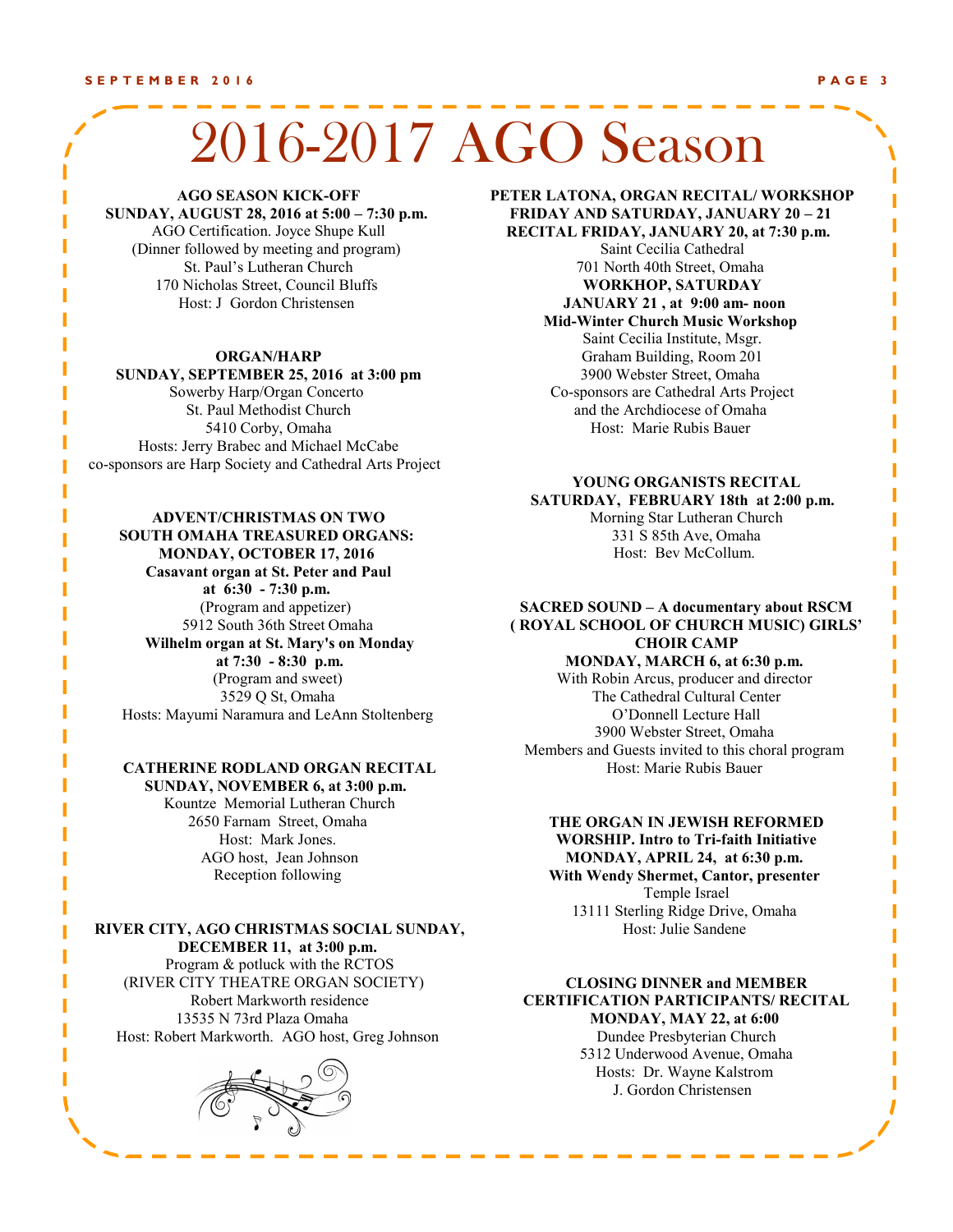# 2016-2017 AGO Season

**AGO SEASON KICK-OFF**
**SUNDAY, AUGUST 28, 2016 at 5:00 – 7:30 p.m.**
AGO Certification. Joyce Shupe Kull
(Dinner followed by meeting and program)
St. Paul's Lutheran Church
170 Nicholas Street, Council Bluffs
Host: J Gordon Christensen

**ORGAN/HARP**
**SUNDAY, SEPTEMBER 25, 2016 at 3:00 pm**
Sowerby Harp/Organ Concerto
St. Paul Methodist Church
5410 Corby, Omaha
Hosts: Jerry Brabec and Michael McCabe
co-sponsors are Harp Society and Cathedral Arts Project

**ADVENT/CHRISTMAS ON TWO SOUTH OMAHA TREASURED ORGANS:**
**MONDAY, OCTOBER 17, 2016**
**Casavant organ at St. Peter and Paul at 6:30 - 7:30 p.m.**
(Program and appetizer)
5912 South 36th Street Omaha
**Wilhelm organ at St. Mary's on Monday at 7:30 - 8:30 p.m.**
(Program and sweet)
3529 Q St, Omaha
Hosts: Mayumi Naramura and LeAnn Stoltenberg

**CATHERINE RODLAND ORGAN RECITAL**
**SUNDAY, NOVEMBER 6, at 3:00 p.m.**
Kountze Memorial Lutheran Church
2650 Farnam Street, Omaha
Host: Mark Jones.
AGO host, Jean Johnson
Reception following

**RIVER CITY, AGO CHRISTMAS SOCIAL SUNDAY, DECEMBER 11, at 3:00 p.m.**
Program & potluck with the RCTOS
(RIVER CITY THEATRE ORGAN SOCIETY)
Robert Markworth residence
13535 N 73rd Plaza Omaha
Host: Robert Markworth. AGO host, Greg Johnson

**PETER LATONA, ORGAN RECITAL/ WORKSHOP**
**FRIDAY AND SATURDAY, JANUARY 20 – 21**
**RECITAL FRIDAY, JANUARY 20, at 7:30 p.m.**
Saint Cecilia Cathedral
701 North 40th Street, Omaha
**WORKHOP, SATURDAY JANUARY 21 , at 9:00 am- noon**
**Mid-Winter Church Music Workshop**
Saint Cecilia Institute, Msgr. Graham Building, Room 201
3900 Webster Street, Omaha
Co-sponsors are Cathedral Arts Project and the Archdiocese of Omaha
Host: Marie Rubis Bauer

**YOUNG ORGANISTS RECITAL**
**SATURDAY, FEBRUARY 18th at 2:00 p.m.**
Morning Star Lutheran Church
331 S 85th Ave, Omaha
Host: Bev McCollum.

**SACRED SOUND – A documentary about RSCM ( ROYAL SCHOOL OF CHURCH MUSIC) GIRLS' CHOIR CAMP**
**MONDAY, MARCH 6, at 6:30 p.m.**
With Robin Arcus, producer and director
The Cathedral Cultural Center
O'Donnell Lecture Hall
3900 Webster Street, Omaha
Members and Guests invited to this choral program
Host: Marie Rubis Bauer

**THE ORGAN IN JEWISH REFORMED WORSHIP. Intro to Tri-faith Initiative**
**MONDAY, APRIL 24, at 6:30 p.m.**
**With Wendy Shermet, Cantor, presenter**
Temple Israel
13111 Sterling Ridge Drive, Omaha
Host: Julie Sandene

**CLOSING DINNER and MEMBER CERTIFICATION PARTICIPANTS/ RECITAL**
**MONDAY, MAY 22, at 6:00**
Dundee Presbyterian Church
5312 Underwood Avenue, Omaha
Hosts: Dr. Wayne Kalstrom
J. Gordon Christensen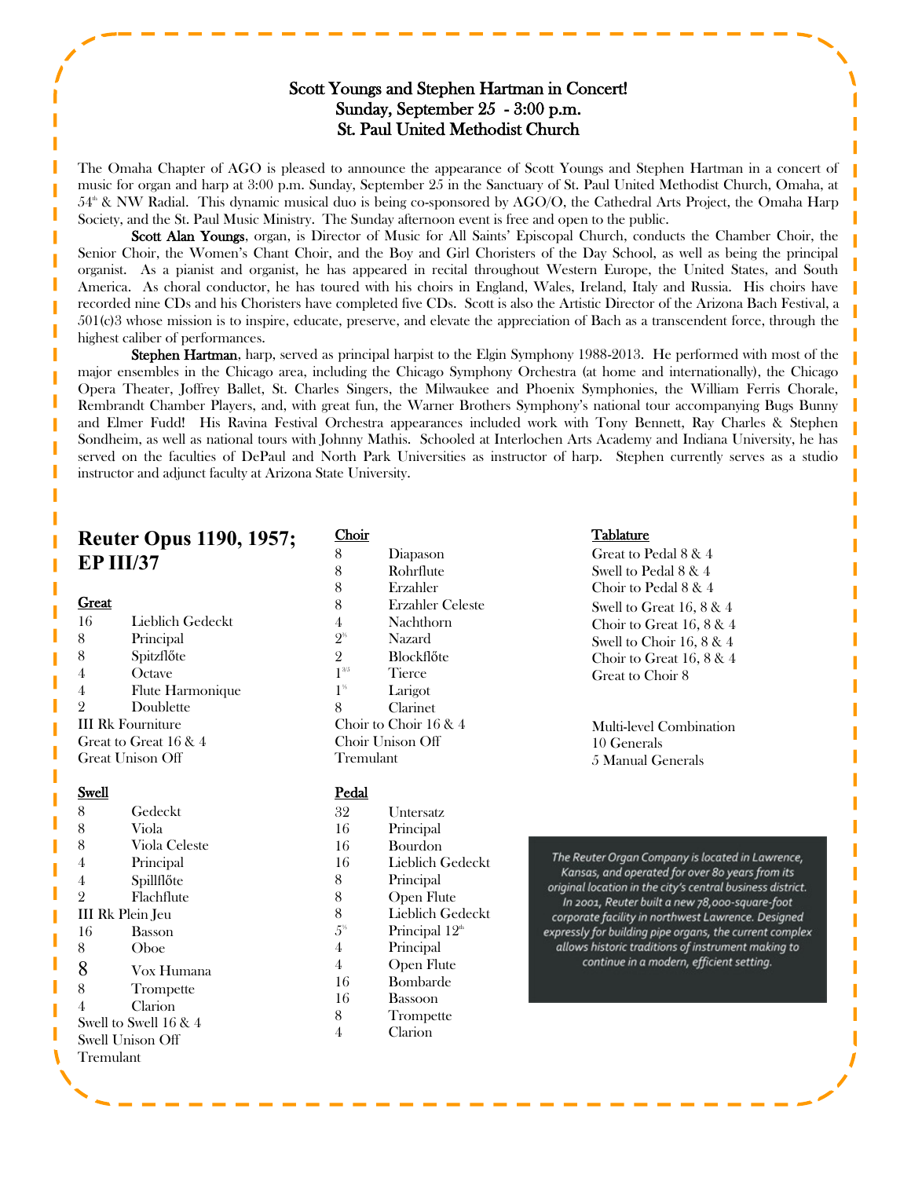# Scott Youngs and Stephen Hartman in Concert!
## Sunday, September 25 - 3:00 p.m.
## St. Paul United Methodist Church

The Omaha Chapter of AGO is pleased to announce the appearance of Scott Youngs and Stephen Hartman in a concert of music for organ and harp at 3:00 p.m. Sunday, September 25 in the Sanctuary of St. Paul United Methodist Church, Omaha, at 54th & NW Radial. This dynamic musical duo is being co-sponsored by AGO/O, the Cathedral Arts Project, the Omaha Harp Society, and the St. Paul Music Ministry. The Sunday afternoon event is free and open to the public.

**Scott Alan Youngs**, organ, is Director of Music for All Saints' Episcopal Church, conducts the Chamber Choir, the Senior Choir, the Women's Chant Choir, and the Boy and Girl Choristers of the Day School, as well as being the principal organist. As a pianist and organist, he has appeared in recital throughout Western Europe, the United States, and South America. As choral conductor, he has toured with his choirs in England, Wales, Ireland, Italy and Russia. His choirs have recorded nine CDs and his Choristers have completed five CDs. Scott is also the Artistic Director of the Arizona Bach Festival, a 501(c)3 whose mission is to inspire, educate, preserve, and elevate the appreciation of Bach as a transcendent force, through the highest caliber of performances.

**Stephen Hartman**, harp, served as principal harpist to the Elgin Symphony 1988-2013. He performed with most of the major ensembles in the Chicago area, including the Chicago Symphony Orchestra (at home and internationally), the Chicago Opera Theater, Joffrey Ballet, St. Charles Singers, the Milwaukee and Phoenix Symphonies, the William Ferris Chorale, Rembrandt Chamber Players, and, with great fun, the Warner Brothers Symphony's national tour accompanying Bugs Bunny and Elmer Fudd! His Ravina Festival Orchestra appearances included work with Tony Bennett, Ray Charles & Stephen Sondheim, as well as national tours with Johnny Mathis. Schooled at Interlochen Arts Academy and Indiana University, he has served on the faculties of DePaul and North Park Universities as instructor of harp. Stephen currently serves as a studio instructor and adjunct faculty at Arizona State University.

## Reuter Opus 1190, 1957; EP III/37

**Great**

| | |
|---|---|
| 16 | Lieblich Gedeckt |
| 8 | Principal |
| 8 | Spitzflőte |
| 4 | Octave |
| 4 | Flute Harmonique |
| 2 | Doublette |

III Rk Fourniture
Great to Great 16 & 4
Great Unison Off

**Swell**

| | |
|---|---|
| 8 | Gedeckt |
| 8 | Viola |
| 8 | Viola Celeste |
| 4 | Principal |
| 4 | Spillflőte |
| 2 | Flachflute |

III Rk Plein Jeu

| | |
|---|---|
| 16 | Basson |
| 8 | Oboe |
| 8 | Vox Humana |
| 8 | Trompette |
| 4 | Clarion |

Swell to Swell 16 & 4
Swell Unison Off
Tremulant

**Choir**

| | |
|---|---|
| 8 | Diapason |
| 8 | Rohrflute |
| 8 | Erzahler |
| 8 | Erzahler Celeste |
| 4 | Nachthorn |
| $2^{2/3}$ | Nazard |
| 2 | Blockflőte |
| $1^{3/5}$ | Tierce |
| $1^{1/3}$ | Larigot |
| 8 | Clarinet |

Choir to Choir 16 & 4
Choir Unison Off
Tremulant

**Pedal**

| | |
|---|---|
| 32 | Untersatz |
| 16 | Principal |
| 16 | Bourdon |
| 16 | Lieblich Gedeckt |
| 8 | Principal |
| 8 | Open Flute |
| 8 | Lieblich Gedeckt |
| $5^{1/3}$ | Principal 12th |
| 4 | Principal |
| 4 | Open Flute |
| 16 | Bombarde |
| 16 | Bassoon |
| 8 | Trompette |
| 4 | Clarion |

**Tablature**

Great to Pedal 8 & 4
Swell to Pedal 8 & 4
Choir to Pedal 8 & 4
Swell to Great 16, 8 & 4
Choir to Great 16, 8 & 4
Swell to Choir 16, 8 & 4
Choir to Great 16, 8 & 4
Great to Choir 8

Multi-level Combination
10 Generals
5 Manual Generals

*The Reuter Organ Company is located in Lawrence, Kansas, and operated for over 80 years from its original location in the city's central business district. In 2001, Reuter built a new 78,000-square-foot corporate facility in northwest Lawrence. Designed expressly for building pipe organs, the current complex allows historic traditions of instrument making to continue in a modern, efficient setting.*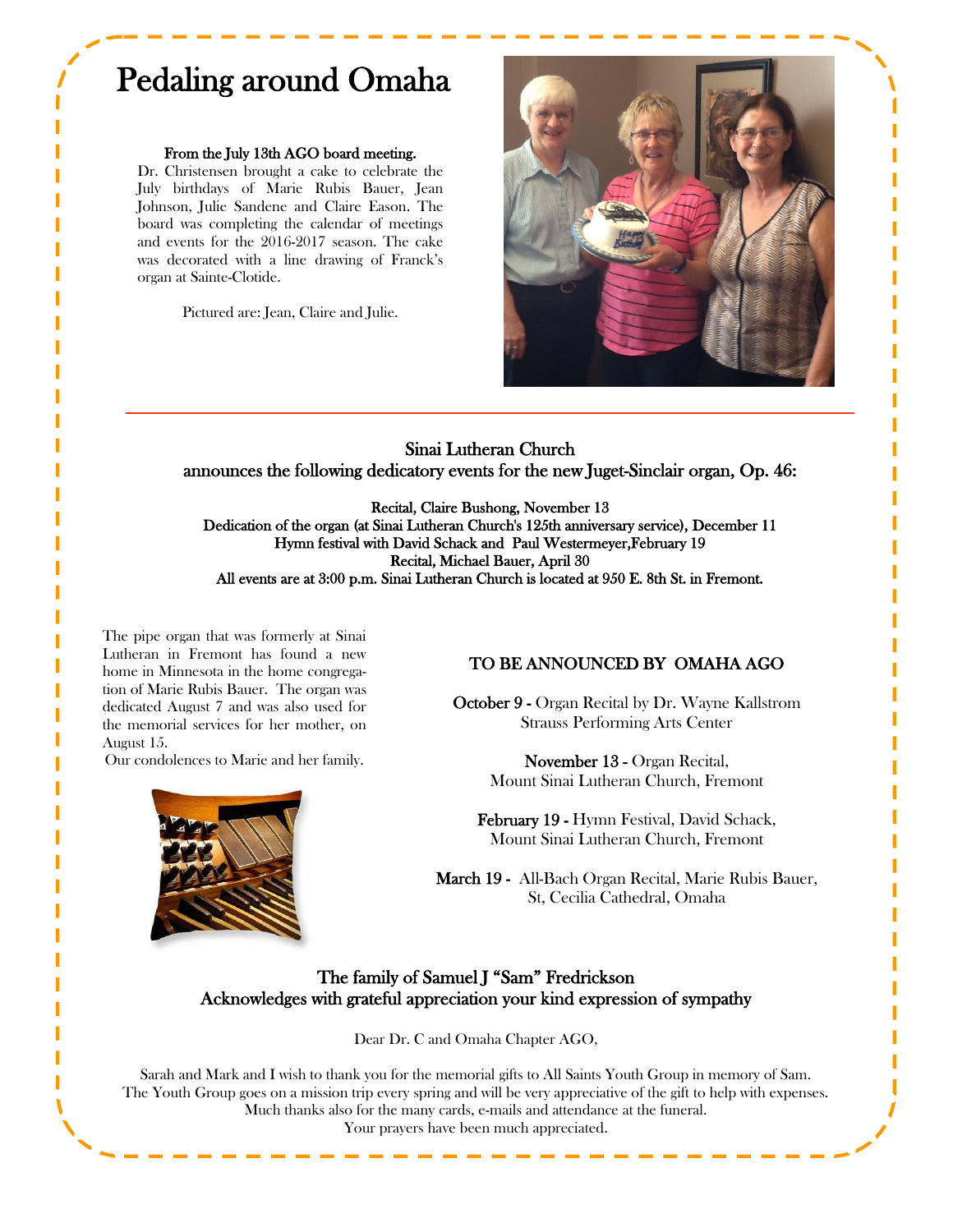# Pedaling around Omaha

**From the July 13th AGO board meeting.**

Dr. Christensen brought a cake to celebrate the July birthdays of Marie Rubis Bauer, Jean Johnson, Julie Sandene and Claire Eason. The board was completing the calendar of meetings and events for the 2016-2017 season. The cake was decorated with a line drawing of Franck's organ at Sainte-Clotide.

Pictured are: Jean, Claire and Julie.

---

## Sinai Lutheran Church
## announces the following dedicatory events for the new Juget-Sinclair organ, Op. 46:

**Recital, Claire Bushong, November 13**
**Dedication of the organ (at Sinai Lutheran Church's 125th anniversary service), December 11**
**Hymn festival with David Schack and Paul Westermeyer,February 19**
**Recital, Michael Bauer, April 30**
**All events are at 3:00 p.m. Sinai Lutheran Church is located at 950 E. 8th St. in Fremont.**

The pipe organ that was formerly at Sinai Lutheran in Fremont has found a new home in Minnesota in the home congregation of Marie Rubis Bauer. The organ was dedicated August 7 and was also used for the memorial services for her mother, on August 15.
Our condolences to Marie and her family.

### TO BE ANNOUNCED BY OMAHA AGO

**October 9 -** Organ Recital by Dr. Wayne Kallstrom
Strauss Performing Arts Center

**November 13 -** Organ Recital,
Mount Sinai Lutheran Church, Fremont

**February 19 -** Hymn Festival, David Schack,
Mount Sinai Lutheran Church, Fremont

**March 19 -** All-Bach Organ Recital, Marie Rubis Bauer,
St, Cecilia Cathedral, Omaha

## The family of Samuel J "Sam" Fredrickson
## Acknowledges with grateful appreciation your kind expression of sympathy

Dear Dr. C and Omaha Chapter AGO,

Sarah and Mark and I wish to thank you for the memorial gifts to All Saints Youth Group in memory of Sam.
The Youth Group goes on a mission trip every spring and will be very appreciative of the gift to help with expenses.
Much thanks also for the many cards, e-mails and attendance at the funeral.
Your prayers have been much appreciated.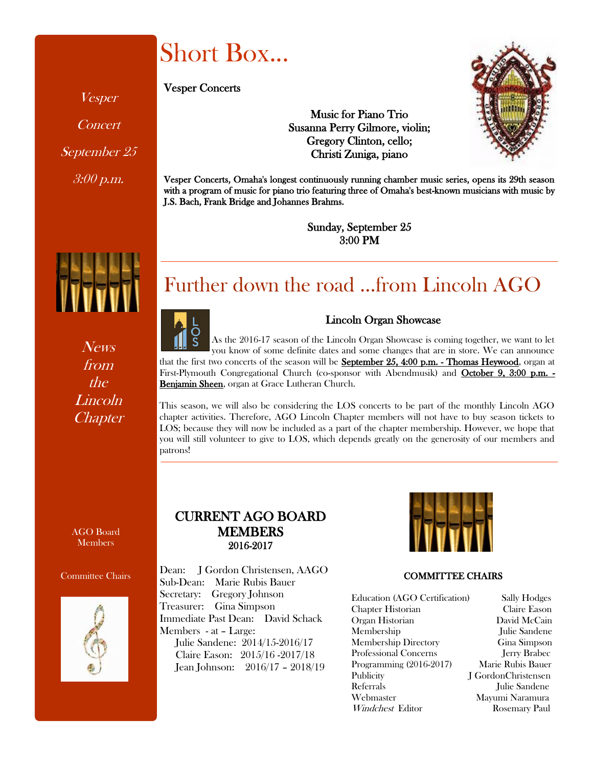*Vesper Concert September 25 3:00 p.m.*

# Short Box...

**Vesper Concerts**

**Music for Piano Trio**
**Susanna Perry Gilmore, violin;**
**Gregory Clinton, cello;**
**Christi Zuniga, piano**

**Vesper Concerts, Omaha's longest continuously running chamber music series, opens its 29th season with a program of music for piano trio featuring three of Omaha's best-known musicians with music by J.S. Bach, Frank Bridge and Johannes Brahms.**

**Sunday, September 25**
**3:00 PM**

---

*News from the Lincoln Chapter*

# Further down the road ...from Lincoln AGO

### Lincoln Organ Showcase

As the 2016-17 season of the Lincoln Organ Showcase is coming together, we want to let you know of some definite dates and some changes that are in store. We can announce that the first two concerts of the season will be **September 25, 4:00 p.m. - Thomas Heywood**, organ at First-Plymouth Congregational Church (co-sponsor with Abendmusik) and **October 9, 3:00 p.m. - Benjamin Sheen**, organ at Grace Lutheran Church.

This season, we will also be considering the LOS concerts to be part of the monthly Lincoln AGO chapter activities. Therefore, AGO Lincoln Chapter members will not have to buy season tickets to LOS; because they will now be included as a part of the chapter membership. However, we hope that you will still volunteer to give to LOS, which depends greatly on the generosity of our members and patrons!

---

AGO Board Members

Committee Chairs

## CURRENT AGO BOARD MEMBERS
### 2016-2017

Dean: J Gordon Christensen, AAGO
Sub-Dean: Marie Rubis Bauer
Secretary: Gregory Johnson
Treasurer: Gina Simpson
Immediate Past Dean: David Schack
Members - at – Large:
- Julie Sandene: 2014/15-2016/17
- Claire Eason: 2015/16 -2017/18
- Jean Johnson: 2016/17 – 2018/19

### COMMITTEE CHAIRS

| | |
|---|---|
| Education (AGO Certification) | Sally Hodges |
| Chapter Historian | Claire Eason |
| Organ Historian | David McCain |
| Membership | Julie Sandene |
| Membership Directory | Gina Simpson |
| Professional Concerns | Jerry Brabec |
| Programming (2016-2017) | Marie Rubis Bauer |
| Publicity | J GordonChristensen |
| Referrals | Julie Sandene |
| Webmaster | Mayumi Naramura |
| *Windchest* Editor | Rosemary Paul |